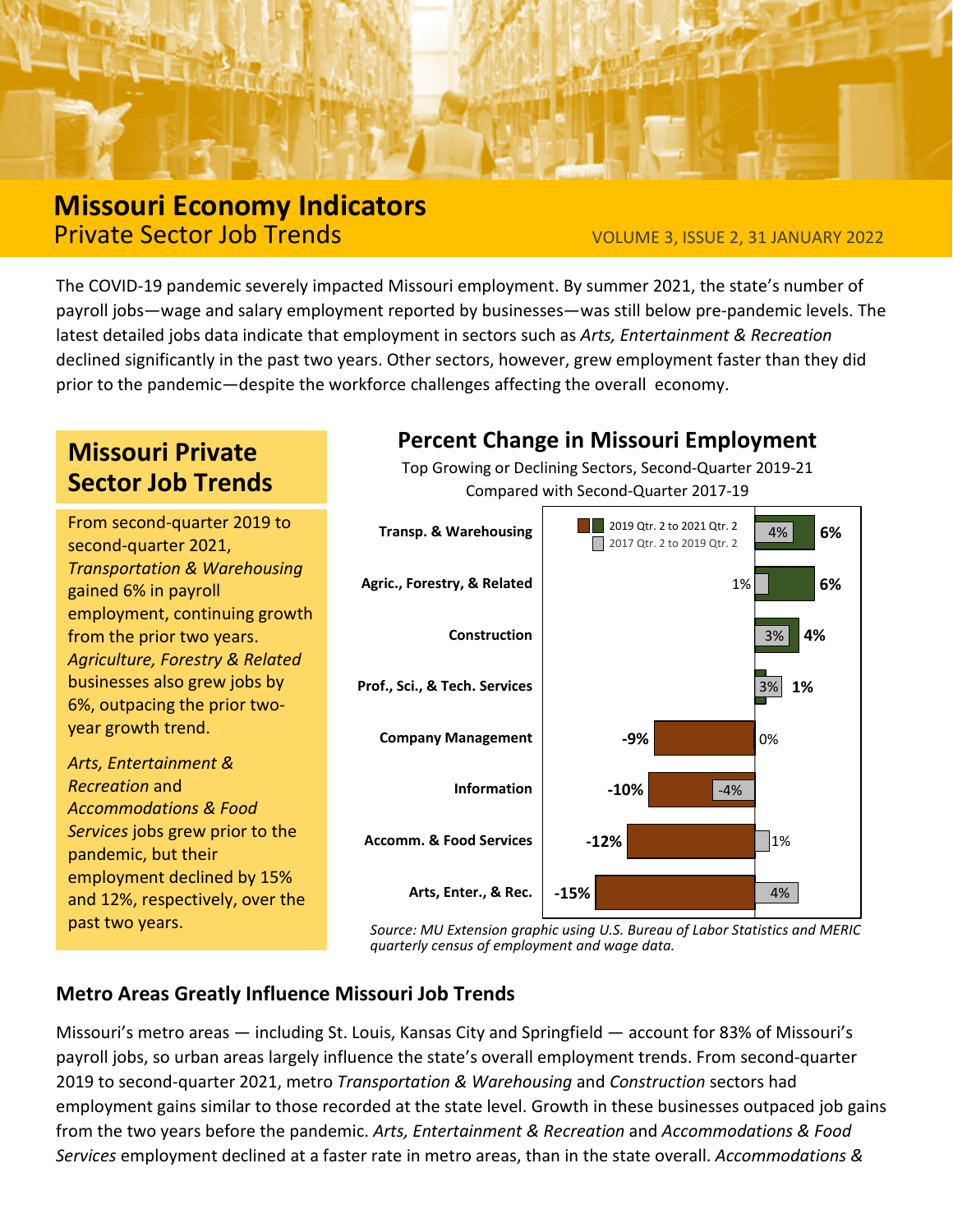# Missouri Economy Indicators

## Private Sector Job Trends

VOLUME 3, ISSUE 2, 31 JANUARY 2022

The COVID-19 pandemic severely impacted Missouri employment. By summer 2021, the state's number of payroll jobs—wage and salary employment reported by businesses—was still below pre-pandemic levels. The latest detailed jobs data indicate that employment in sectors such as *Arts, Entertainment & Recreation* declined significantly in the past two years. Other sectors, however, grew employment faster than they did prior to the pandemic—despite the workforce challenges affecting the overall economy.

### Missouri Private Sector Job Trends

From second-quarter 2019 to second-quarter 2021, *Transportation & Warehousing* gained 6% in payroll employment, continuing growth from the prior two years. *Agriculture, Forestry & Related* businesses also grew jobs by 6%, outpacing the prior two-year growth trend.

*Arts, Entertainment & Recreation* and *Accommodations & Food Services* jobs grew prior to the pandemic, but their employment declined by 15% and 12%, respectively, over the past two years.

### Percent Change in Missouri Employment

Top Growing or Declining Sectors, Second-Quarter 2019-21 Compared with Second-Quarter 2017-19

| Sector | 2019 Qtr. 2 to 2021 Qtr. 2 | 2017 Qtr. 2 to 2019 Qtr. 2 |
|---|---|---|
| Transp. & Warehousing | 6% | 4% |
| Agric., Forestry, & Related | 6% | 1% |
| Construction | 4% | 3% |
| Prof., Sci., & Tech. Services | 1% | 3% |
| Company Management | -9% | 0% |
| Information | -10% | -4% |
| Accomm. & Food Services | -12% | 1% |
| Arts, Enter., & Rec. | -15% | 4% |

*Source: MU Extension graphic using U.S. Bureau of Labor Statistics and MERIC quarterly census of employment and wage data.*

### Metro Areas Greatly Influence Missouri Job Trends

Missouri's metro areas — including St. Louis, Kansas City and Springfield — account for 83% of Missouri's payroll jobs, so urban areas largely influence the state's overall employment trends. From second-quarter 2019 to second-quarter 2021, metro *Transportation & Warehousing* and *Construction* sectors had employment gains similar to those recorded at the state level. Growth in these businesses outpaced job gains from the two years before the pandemic. *Arts, Entertainment & Recreation* and *Accommodations & Food Services* employment declined at a faster rate in metro areas, than in the state overall. *Accommodations &*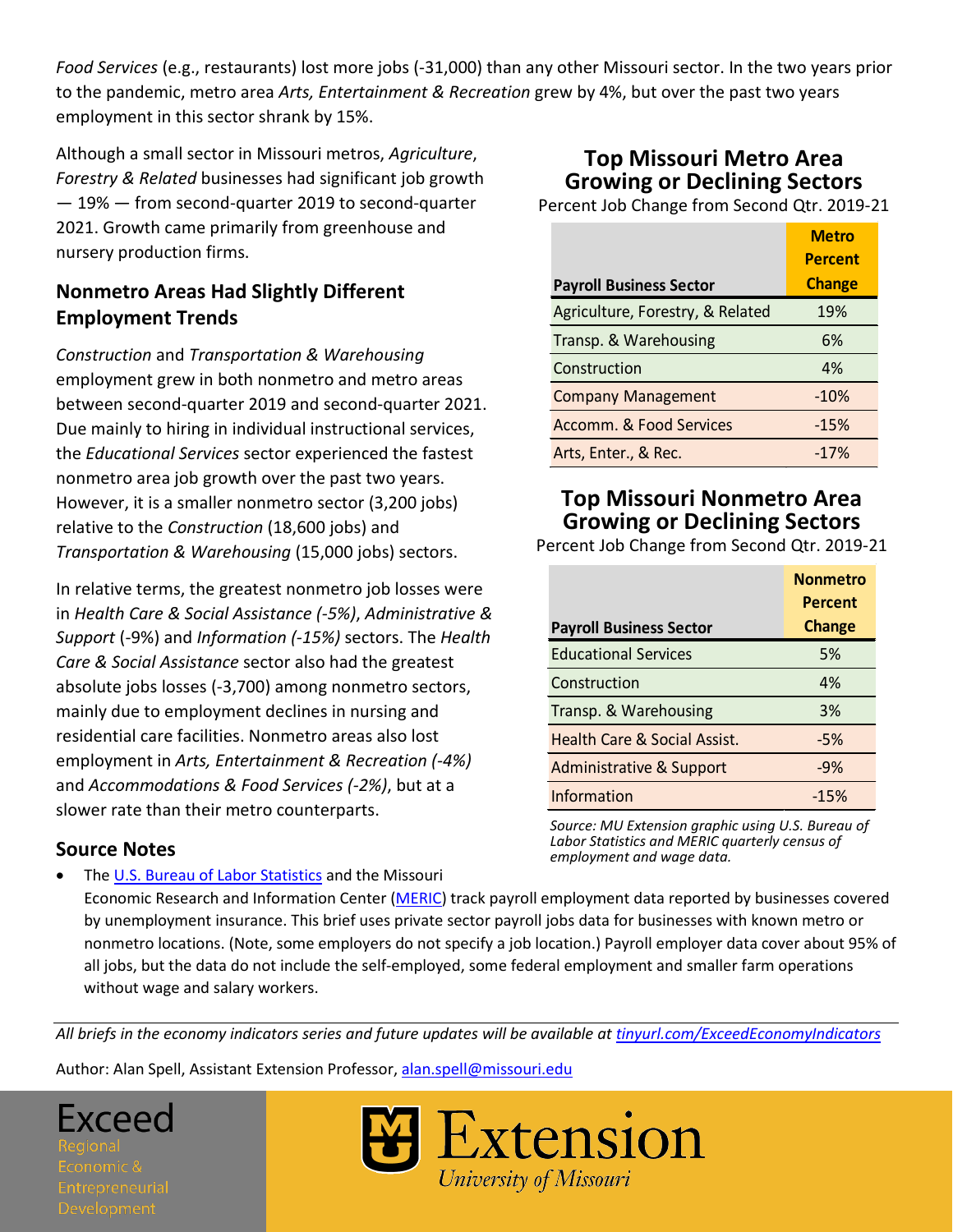*Food Services* (e.g., restaurants) lost more jobs (-31,000) than any other Missouri sector. In the two years prior to the pandemic, metro area *Arts, Entertainment & Recreation* grew by 4%, but over the past two years employment in this sector shrank by 15%.

Although a small sector in Missouri metros, *Agriculture, Forestry & Related* businesses had significant job growth — 19% — from second-quarter 2019 to second-quarter 2021. Growth came primarily from greenhouse and nursery production firms.

## Nonmetro Areas Had Slightly Different Employment Trends

*Construction* and *Transportation & Warehousing* employment grew in both nonmetro and metro areas between second-quarter 2019 and second-quarter 2021. Due mainly to hiring in individual instructional services, the *Educational Services* sector experienced the fastest nonmetro area job growth over the past two years. However, it is a smaller nonmetro sector (3,200 jobs) relative to the *Construction* (18,600 jobs) and *Transportation & Warehousing* (15,000 jobs) sectors.

In relative terms, the greatest nonmetro job losses were in *Health Care & Social Assistance (-5%)*, *Administrative & Support* (-9%) and *Information (-15%)* sectors. The *Health Care & Social Assistance* sector also had the greatest absolute jobs losses (-3,700) among nonmetro sectors, mainly due to employment declines in nursing and residential care facilities. Nonmetro areas also lost employment in *Arts, Entertainment & Recreation (-4%)* and *Accommodations & Food Services (-2%)*, but at a slower rate than their metro counterparts.

### Top Missouri Metro Area Growing or Declining Sectors

Percent Job Change from Second Qtr. 2019-21

| Payroll Business Sector | Metro Percent Change |
|---|---|
| Agriculture, Forestry, & Related | 19% |
| Transp. & Warehousing | 6% |
| Construction | 4% |
| Company Management | -10% |
| Accomm. & Food Services | -15% |
| Arts, Enter., & Rec. | -17% |

### Top Missouri Nonmetro Area Growing or Declining Sectors

Percent Job Change from Second Qtr. 2019-21

| Payroll Business Sector | Nonmetro Percent Change |
|---|---|
| Educational Services | 5% |
| Construction | 4% |
| Transp. & Warehousing | 3% |
| Health Care & Social Assist. | -5% |
| Administrative & Support | -9% |
| Information | -15% |

*Source: MU Extension graphic using U.S. Bureau of Labor Statistics and MERIC quarterly census of employment and wage data.*

## Source Notes

- The U.S. Bureau of Labor Statistics and the Missouri Economic Research and Information Center (MERIC) track payroll employment data reported by businesses covered by unemployment insurance. This brief uses private sector payroll jobs data for businesses with known metro or nonmetro locations. (Note, some employers do not specify a job location.) Payroll employer data cover about 95% of all jobs, but the data do not include the self-employed, some federal employment and smaller farm operations without wage and salary workers.

*All briefs in the economy indicators series and future updates will be available at tinyurl.com/ExceedEconomyIndicators*

Author: Alan Spell, Assistant Extension Professor, alan.spell@missouri.edu

Exceed
Regional Economic & Entrepreneurial Development

Extension
University of Missouri